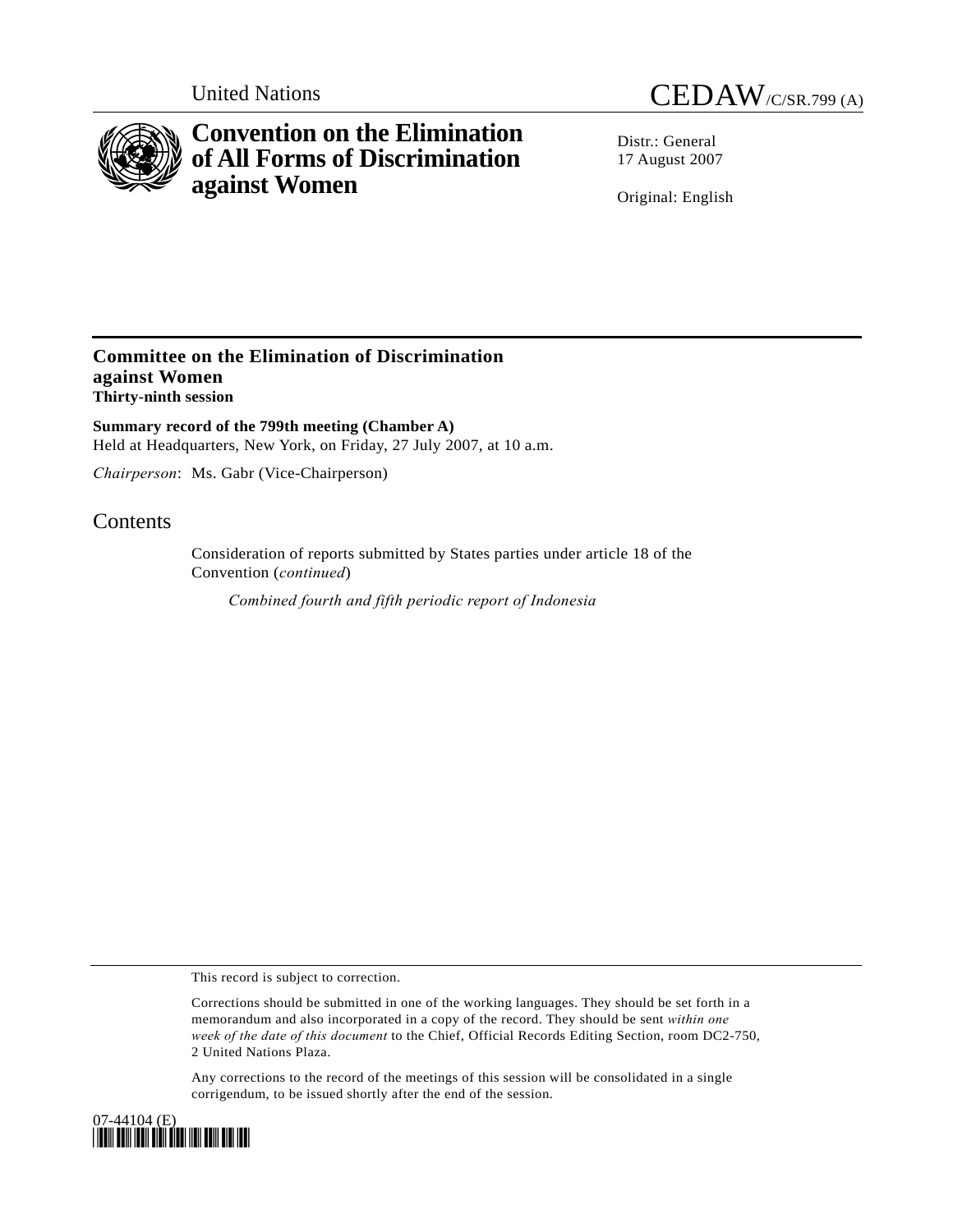United Nations

CEDAW/C/SR.799 (A)

# Convention on the Elimination of All Forms of Discrimination against Women

Distr.: General
17 August 2007

Original: English

## Committee on the Elimination of Discrimination against Women
**Thirty-ninth session**

**Summary record of the 799th meeting (Chamber A)**
Held at Headquarters, New York, on Friday, 27 July 2007, at 10 a.m.

*Chairperson*: Ms. Gabr (Vice-Chairperson)

## Contents

Consideration of reports submitted by States parties under article 18 of the Convention (*continued*)

*Combined fourth and fifth periodic report of Indonesia*

This record is subject to correction.

Corrections should be submitted in one of the working languages. They should be set forth in a memorandum and also incorporated in a copy of the record. They should be sent *within one week of the date of this document* to the Chief, Official Records Editing Section, room DC2-750, 2 United Nations Plaza.

Any corrections to the record of the meetings of this session will be consolidated in a single corrigendum, to be issued shortly after the end of the session.

07-44104 (E)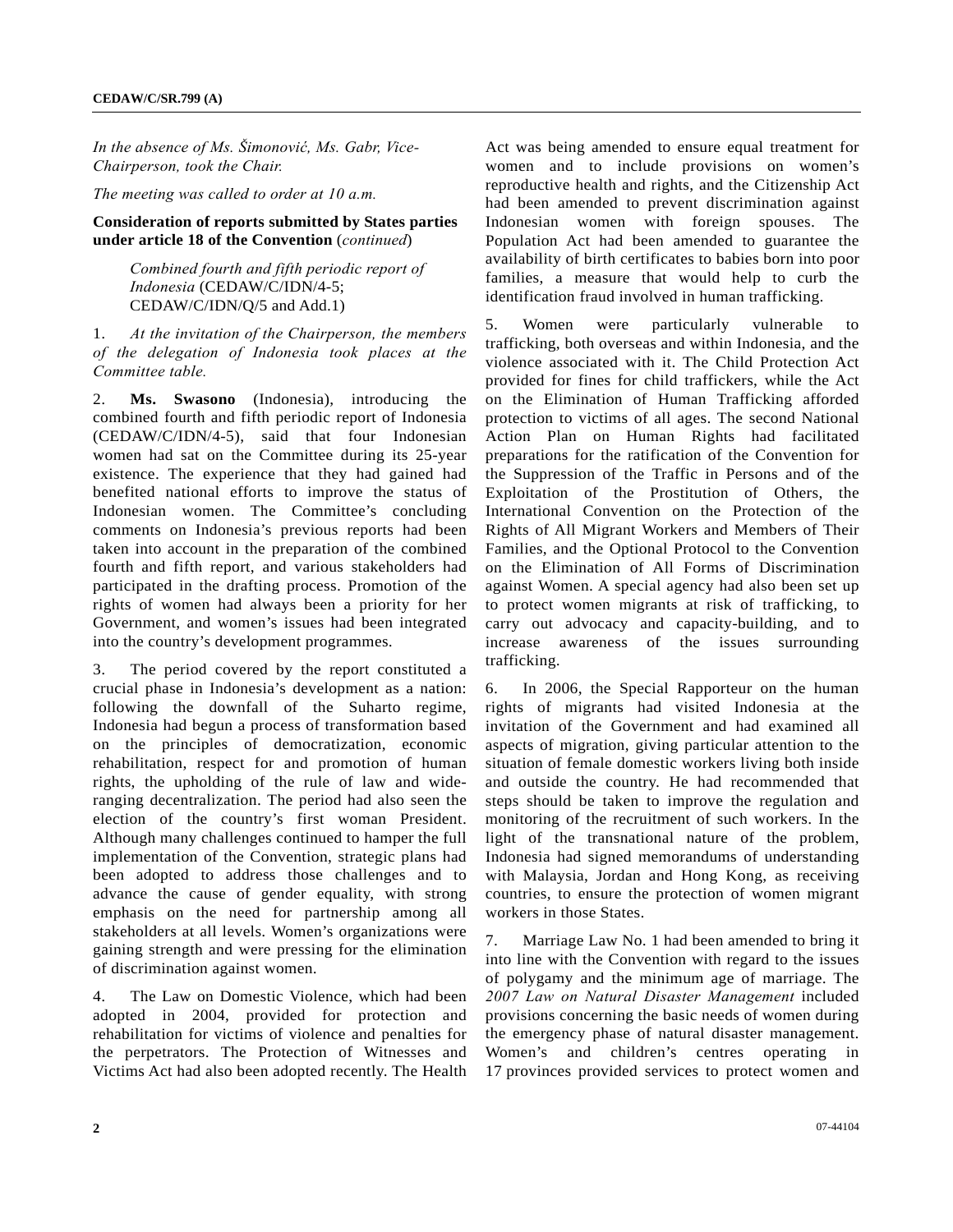*In the absence of Ms. Šimonović, Ms. Gabr, Vice-Chairperson, took the Chair.*

*The meeting was called to order at 10 a.m.*

**Consideration of reports submitted by States parties under article 18 of the Convention** (*continued*)

*Combined fourth and fifth periodic report of Indonesia* (CEDAW/C/IDN/4-5; CEDAW/C/IDN/Q/5 and Add.1)

1. *At the invitation of the Chairperson, the members of the delegation of Indonesia took places at the Committee table.*

2. **Ms. Swasono** (Indonesia), introducing the combined fourth and fifth periodic report of Indonesia (CEDAW/C/IDN/4-5), said that four Indonesian women had sat on the Committee during its 25-year existence. The experience that they had gained had benefited national efforts to improve the status of Indonesian women. The Committee's concluding comments on Indonesia's previous reports had been taken into account in the preparation of the combined fourth and fifth report, and various stakeholders had participated in the drafting process. Promotion of the rights of women had always been a priority for her Government, and women's issues had been integrated into the country's development programmes.

3. The period covered by the report constituted a crucial phase in Indonesia's development as a nation: following the downfall of the Suharto regime, Indonesia had begun a process of transformation based on the principles of democratization, economic rehabilitation, respect for and promotion of human rights, the upholding of the rule of law and wide-ranging decentralization. The period had also seen the election of the country's first woman President. Although many challenges continued to hamper the full implementation of the Convention, strategic plans had been adopted to address those challenges and to advance the cause of gender equality, with strong emphasis on the need for partnership among all stakeholders at all levels. Women's organizations were gaining strength and were pressing for the elimination of discrimination against women.

4. The Law on Domestic Violence, which had been adopted in 2004, provided for protection and rehabilitation for victims of violence and penalties for the perpetrators. The Protection of Witnesses and Victims Act had also been adopted recently. The Health Act was being amended to ensure equal treatment for women and to include provisions on women's reproductive health and rights, and the Citizenship Act had been amended to prevent discrimination against Indonesian women with foreign spouses. The Population Act had been amended to guarantee the availability of birth certificates to babies born into poor families, a measure that would help to curb the identification fraud involved in human trafficking.

5. Women were particularly vulnerable to trafficking, both overseas and within Indonesia, and the violence associated with it. The Child Protection Act provided for fines for child traffickers, while the Act on the Elimination of Human Trafficking afforded protection to victims of all ages. The second National Action Plan on Human Rights had facilitated preparations for the ratification of the Convention for the Suppression of the Traffic in Persons and of the Exploitation of the Prostitution of Others, the International Convention on the Protection of the Rights of All Migrant Workers and Members of Their Families, and the Optional Protocol to the Convention on the Elimination of All Forms of Discrimination against Women. A special agency had also been set up to protect women migrants at risk of trafficking, to carry out advocacy and capacity-building, and to increase awareness of the issues surrounding trafficking.

6. In 2006, the Special Rapporteur on the human rights of migrants had visited Indonesia at the invitation of the Government and had examined all aspects of migration, giving particular attention to the situation of female domestic workers living both inside and outside the country. He had recommended that steps should be taken to improve the regulation and monitoring of the recruitment of such workers. In the light of the transnational nature of the problem, Indonesia had signed memorandums of understanding with Malaysia, Jordan and Hong Kong, as receiving countries, to ensure the protection of women migrant workers in those States.

7. Marriage Law No. 1 had been amended to bring it into line with the Convention with regard to the issues of polygamy and the minimum age of marriage. The *2007 Law on Natural Disaster Management* included provisions concerning the basic needs of women during the emergency phase of natural disaster management. Women's and children's centres operating in 17 provinces provided services to protect women and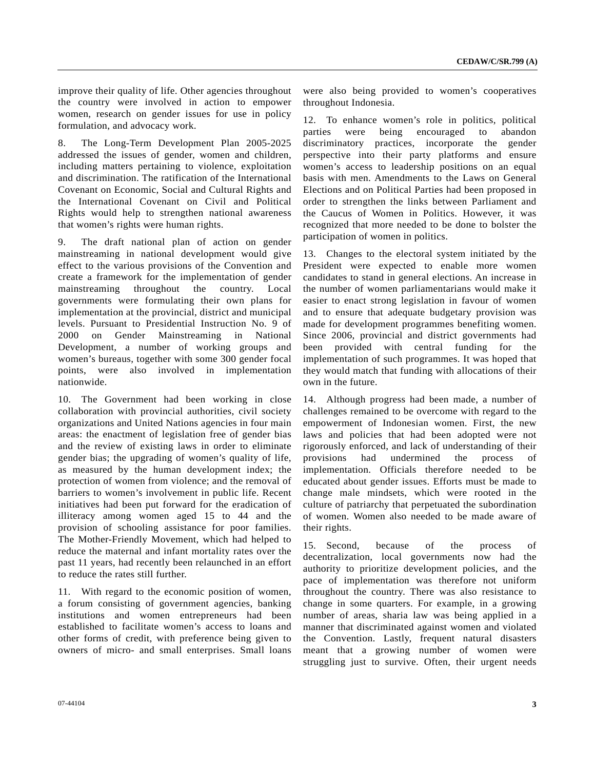improve their quality of life. Other agencies throughout the country were involved in action to empower women, research on gender issues for use in policy formulation, and advocacy work.

8. The Long-Term Development Plan 2005-2025 addressed the issues of gender, women and children, including matters pertaining to violence, exploitation and discrimination. The ratification of the International Covenant on Economic, Social and Cultural Rights and the International Covenant on Civil and Political Rights would help to strengthen national awareness that women's rights were human rights.

9. The draft national plan of action on gender mainstreaming in national development would give effect to the various provisions of the Convention and create a framework for the implementation of gender mainstreaming throughout the country. Local governments were formulating their own plans for implementation at the provincial, district and municipal levels. Pursuant to Presidential Instruction No. 9 of 2000 on Gender Mainstreaming in National Development, a number of working groups and women's bureaus, together with some 300 gender focal points, were also involved in implementation nationwide.

10. The Government had been working in close collaboration with provincial authorities, civil society organizations and United Nations agencies in four main areas: the enactment of legislation free of gender bias and the review of existing laws in order to eliminate gender bias; the upgrading of women's quality of life, as measured by the human development index; the protection of women from violence; and the removal of barriers to women's involvement in public life. Recent initiatives had been put forward for the eradication of illiteracy among women aged 15 to 44 and the provision of schooling assistance for poor families. The Mother-Friendly Movement, which had helped to reduce the maternal and infant mortality rates over the past 11 years, had recently been relaunched in an effort to reduce the rates still further.

11. With regard to the economic position of women, a forum consisting of government agencies, banking institutions and women entrepreneurs had been established to facilitate women's access to loans and other forms of credit, with preference being given to owners of micro- and small enterprises. Small loans were also being provided to women's cooperatives throughout Indonesia.

12. To enhance women's role in politics, political parties were being encouraged to abandon discriminatory practices, incorporate the gender perspective into their party platforms and ensure women's access to leadership positions on an equal basis with men. Amendments to the Laws on General Elections and on Political Parties had been proposed in order to strengthen the links between Parliament and the Caucus of Women in Politics. However, it was recognized that more needed to be done to bolster the participation of women in politics.

13. Changes to the electoral system initiated by the President were expected to enable more women candidates to stand in general elections. An increase in the number of women parliamentarians would make it easier to enact strong legislation in favour of women and to ensure that adequate budgetary provision was made for development programmes benefiting women. Since 2006, provincial and district governments had been provided with central funding for the implementation of such programmes. It was hoped that they would match that funding with allocations of their own in the future.

14. Although progress had been made, a number of challenges remained to be overcome with regard to the empowerment of Indonesian women. First, the new laws and policies that had been adopted were not rigorously enforced, and lack of understanding of their provisions had undermined the process of implementation. Officials therefore needed to be educated about gender issues. Efforts must be made to change male mindsets, which were rooted in the culture of patriarchy that perpetuated the subordination of women. Women also needed to be made aware of their rights.

15. Second, because of the process of decentralization, local governments now had the authority to prioritize development policies, and the pace of implementation was therefore not uniform throughout the country. There was also resistance to change in some quarters. For example, in a growing number of areas, sharia law was being applied in a manner that discriminated against women and violated the Convention. Lastly, frequent natural disasters meant that a growing number of women were struggling just to survive. Often, their urgent needs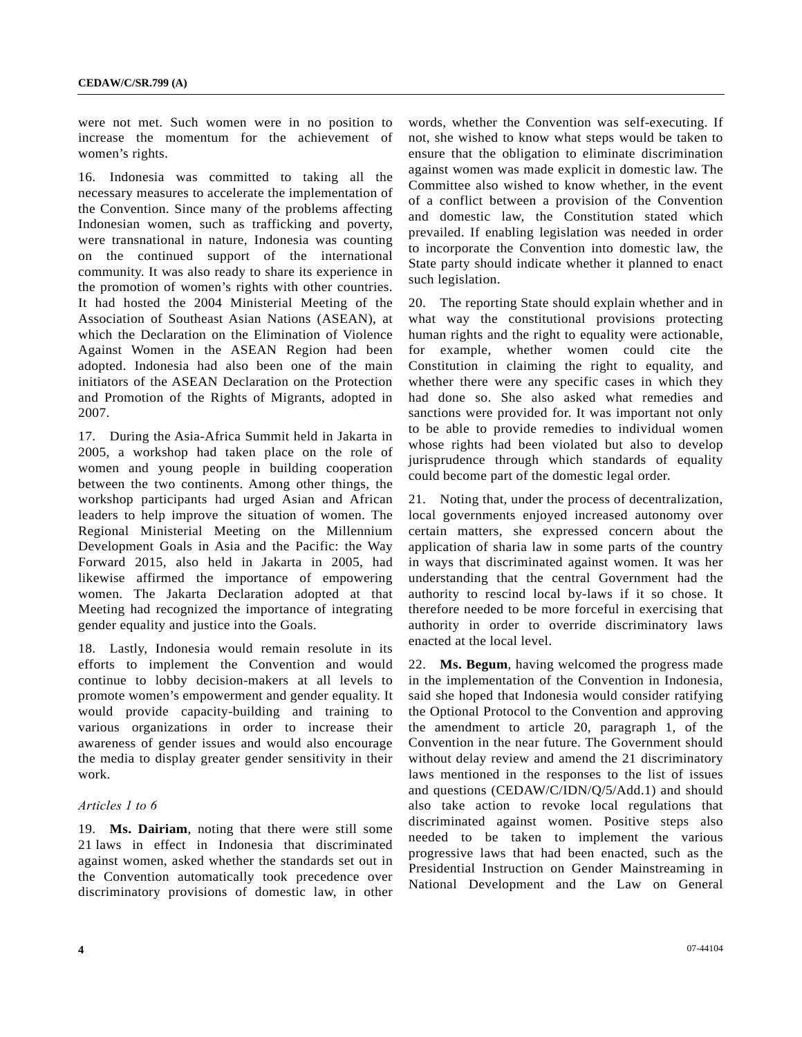were not met. Such women were in no position to increase the momentum for the achievement of women's rights.

16. Indonesia was committed to taking all the necessary measures to accelerate the implementation of the Convention. Since many of the problems affecting Indonesian women, such as trafficking and poverty, were transnational in nature, Indonesia was counting on the continued support of the international community. It was also ready to share its experience in the promotion of women's rights with other countries. It had hosted the 2004 Ministerial Meeting of the Association of Southeast Asian Nations (ASEAN), at which the Declaration on the Elimination of Violence Against Women in the ASEAN Region had been adopted. Indonesia had also been one of the main initiators of the ASEAN Declaration on the Protection and Promotion of the Rights of Migrants, adopted in 2007.

17. During the Asia-Africa Summit held in Jakarta in 2005, a workshop had taken place on the role of women and young people in building cooperation between the two continents. Among other things, the workshop participants had urged Asian and African leaders to help improve the situation of women. The Regional Ministerial Meeting on the Millennium Development Goals in Asia and the Pacific: the Way Forward 2015, also held in Jakarta in 2005, had likewise affirmed the importance of empowering women. The Jakarta Declaration adopted at that Meeting had recognized the importance of integrating gender equality and justice into the Goals.

18. Lastly, Indonesia would remain resolute in its efforts to implement the Convention and would continue to lobby decision-makers at all levels to promote women's empowerment and gender equality. It would provide capacity-building and training to various organizations in order to increase their awareness of gender issues and would also encourage the media to display greater gender sensitivity in their work.

*Articles 1 to 6*

19. **Ms. Dairiam**, noting that there were still some 21 laws in effect in Indonesia that discriminated against women, asked whether the standards set out in the Convention automatically took precedence over discriminatory provisions of domestic law, in other words, whether the Convention was self-executing. If not, she wished to know what steps would be taken to ensure that the obligation to eliminate discrimination against women was made explicit in domestic law. The Committee also wished to know whether, in the event of a conflict between a provision of the Convention and domestic law, the Constitution stated which prevailed. If enabling legislation was needed in order to incorporate the Convention into domestic law, the State party should indicate whether it planned to enact such legislation.

20. The reporting State should explain whether and in what way the constitutional provisions protecting human rights and the right to equality were actionable, for example, whether women could cite the Constitution in claiming the right to equality, and whether there were any specific cases in which they had done so. She also asked what remedies and sanctions were provided for. It was important not only to be able to provide remedies to individual women whose rights had been violated but also to develop jurisprudence through which standards of equality could become part of the domestic legal order.

21. Noting that, under the process of decentralization, local governments enjoyed increased autonomy over certain matters, she expressed concern about the application of sharia law in some parts of the country in ways that discriminated against women. It was her understanding that the central Government had the authority to rescind local by-laws if it so chose. It therefore needed to be more forceful in exercising that authority in order to override discriminatory laws enacted at the local level.

22. **Ms. Begum**, having welcomed the progress made in the implementation of the Convention in Indonesia, said she hoped that Indonesia would consider ratifying the Optional Protocol to the Convention and approving the amendment to article 20, paragraph 1, of the Convention in the near future. The Government should without delay review and amend the 21 discriminatory laws mentioned in the responses to the list of issues and questions (CEDAW/C/IDN/Q/5/Add.1) and should also take action to revoke local regulations that discriminated against women. Positive steps also needed to be taken to implement the various progressive laws that had been enacted, such as the Presidential Instruction on Gender Mainstreaming in National Development and the Law on General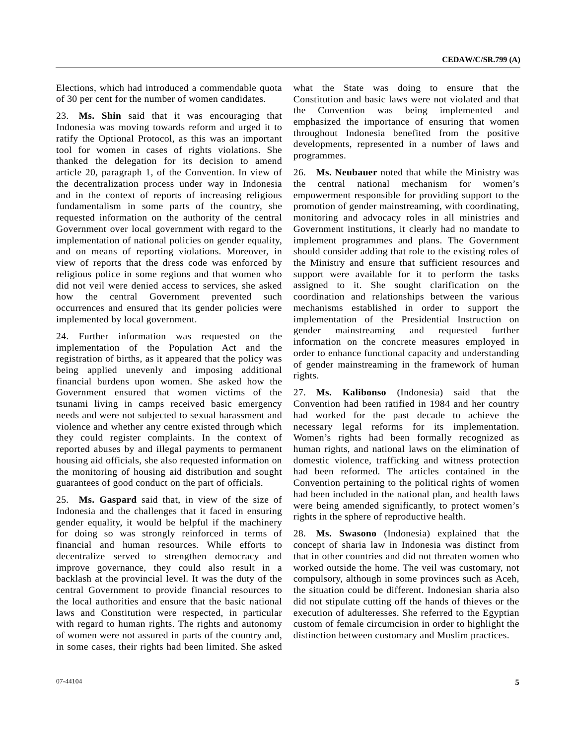Elections, which had introduced a commendable quota of 30 per cent for the number of women candidates.

23. **Ms. Shin** said that it was encouraging that Indonesia was moving towards reform and urged it to ratify the Optional Protocol, as this was an important tool for women in cases of rights violations. She thanked the delegation for its decision to amend article 20, paragraph 1, of the Convention. In view of the decentralization process under way in Indonesia and in the context of reports of increasing religious fundamentalism in some parts of the country, she requested information on the authority of the central Government over local government with regard to the implementation of national policies on gender equality, and on means of reporting violations. Moreover, in view of reports that the dress code was enforced by religious police in some regions and that women who did not veil were denied access to services, she asked how the central Government prevented such occurrences and ensured that its gender policies were implemented by local government.

24. Further information was requested on the implementation of the Population Act and the registration of births, as it appeared that the policy was being applied unevenly and imposing additional financial burdens upon women. She asked how the Government ensured that women victims of the tsunami living in camps received basic emergency needs and were not subjected to sexual harassment and violence and whether any centre existed through which they could register complaints. In the context of reported abuses by and illegal payments to permanent housing aid officials, she also requested information on the monitoring of housing aid distribution and sought guarantees of good conduct on the part of officials.

25. **Ms. Gaspard** said that, in view of the size of Indonesia and the challenges that it faced in ensuring gender equality, it would be helpful if the machinery for doing so was strongly reinforced in terms of financial and human resources. While efforts to decentralize served to strengthen democracy and improve governance, they could also result in a backlash at the provincial level. It was the duty of the central Government to provide financial resources to the local authorities and ensure that the basic national laws and Constitution were respected, in particular with regard to human rights. The rights and autonomy of women were not assured in parts of the country and, in some cases, their rights had been limited. She asked what the State was doing to ensure that the Constitution and basic laws were not violated and that the Convention was being implemented and emphasized the importance of ensuring that women throughout Indonesia benefited from the positive developments, represented in a number of laws and programmes.

26. **Ms. Neubauer** noted that while the Ministry was the central national mechanism for women's empowerment responsible for providing support to the promotion of gender mainstreaming, with coordinating, monitoring and advocacy roles in all ministries and Government institutions, it clearly had no mandate to implement programmes and plans. The Government should consider adding that role to the existing roles of the Ministry and ensure that sufficient resources and support were available for it to perform the tasks assigned to it. She sought clarification on the coordination and relationships between the various mechanisms established in order to support the implementation of the Presidential Instruction on gender mainstreaming and requested further information on the concrete measures employed in order to enhance functional capacity and understanding of gender mainstreaming in the framework of human rights.

27. **Ms. Kalibonso** (Indonesia) said that the Convention had been ratified in 1984 and her country had worked for the past decade to achieve the necessary legal reforms for its implementation. Women's rights had been formally recognized as human rights, and national laws on the elimination of domestic violence, trafficking and witness protection had been reformed. The articles contained in the Convention pertaining to the political rights of women had been included in the national plan, and health laws were being amended significantly, to protect women's rights in the sphere of reproductive health.

28. **Ms. Swasono** (Indonesia) explained that the concept of sharia law in Indonesia was distinct from that in other countries and did not threaten women who worked outside the home. The veil was customary, not compulsory, although in some provinces such as Aceh, the situation could be different. Indonesian sharia also did not stipulate cutting off the hands of thieves or the execution of adulteresses. She referred to the Egyptian custom of female circumcision in order to highlight the distinction between customary and Muslim practices.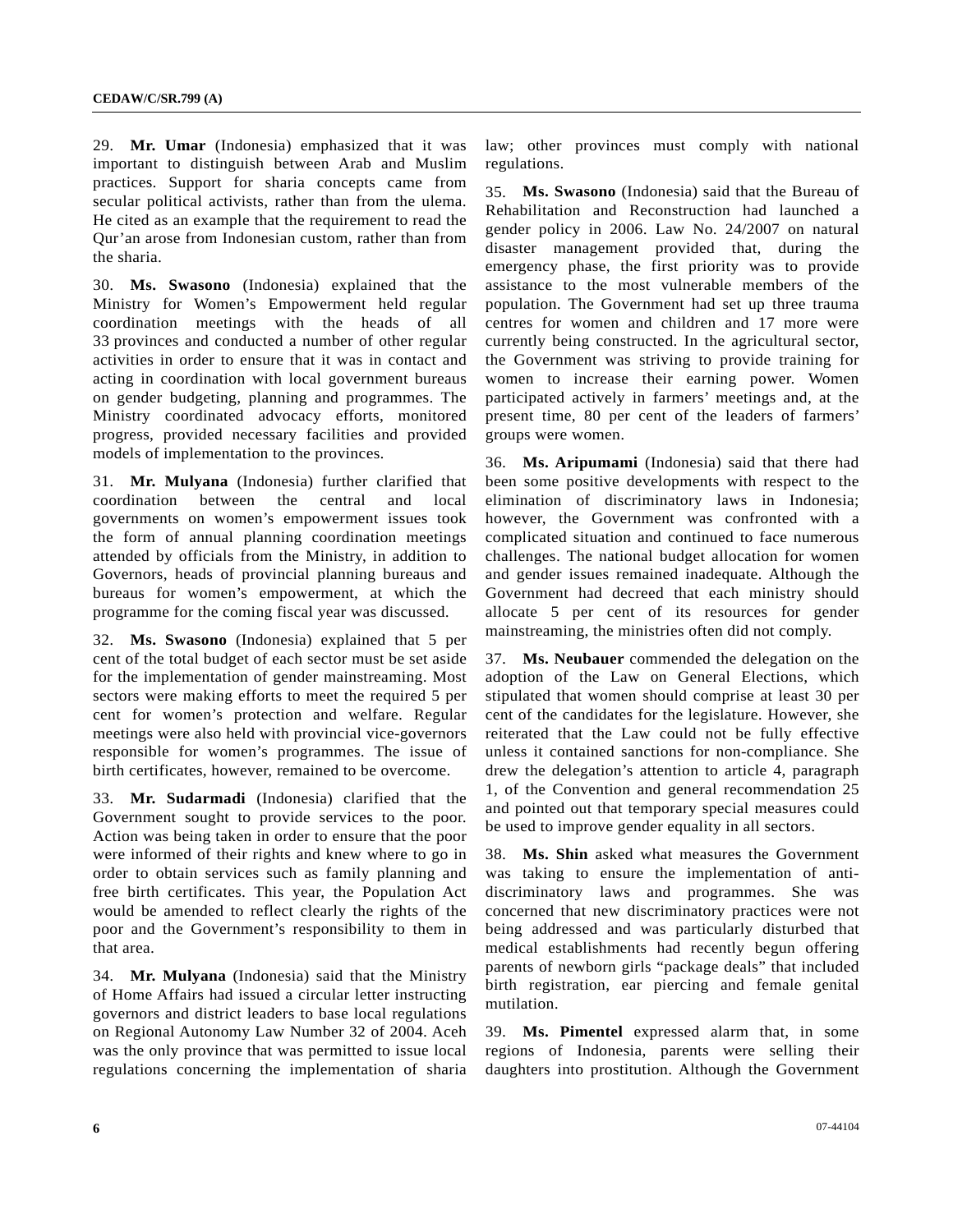29. **Mr. Umar** (Indonesia) emphasized that it was important to distinguish between Arab and Muslim practices. Support for sharia concepts came from secular political activists, rather than from the ulema. He cited as an example that the requirement to read the Qur'an arose from Indonesian custom, rather than from the sharia.

30. **Ms. Swasono** (Indonesia) explained that the Ministry for Women's Empowerment held regular coordination meetings with the heads of all 33 provinces and conducted a number of other regular activities in order to ensure that it was in contact and acting in coordination with local government bureaus on gender budgeting, planning and programmes. The Ministry coordinated advocacy efforts, monitored progress, provided necessary facilities and provided models of implementation to the provinces.

31. **Mr. Mulyana** (Indonesia) further clarified that coordination between the central and local governments on women's empowerment issues took the form of annual planning coordination meetings attended by officials from the Ministry, in addition to Governors, heads of provincial planning bureaus and bureaus for women's empowerment, at which the programme for the coming fiscal year was discussed.

32. **Ms. Swasono** (Indonesia) explained that 5 per cent of the total budget of each sector must be set aside for the implementation of gender mainstreaming. Most sectors were making efforts to meet the required 5 per cent for women's protection and welfare. Regular meetings were also held with provincial vice-governors responsible for women's programmes. The issue of birth certificates, however, remained to be overcome.

33. **Mr. Sudarmadi** (Indonesia) clarified that the Government sought to provide services to the poor. Action was being taken in order to ensure that the poor were informed of their rights and knew where to go in order to obtain services such as family planning and free birth certificates. This year, the Population Act would be amended to reflect clearly the rights of the poor and the Government's responsibility to them in that area.

34. **Mr. Mulyana** (Indonesia) said that the Ministry of Home Affairs had issued a circular letter instructing governors and district leaders to base local regulations on Regional Autonomy Law Number 32 of 2004. Aceh was the only province that was permitted to issue local regulations concerning the implementation of sharia law; other provinces must comply with national regulations.

35. **Ms. Swasono** (Indonesia) said that the Bureau of Rehabilitation and Reconstruction had launched a gender policy in 2006. Law No. 24/2007 on natural disaster management provided that, during the emergency phase, the first priority was to provide assistance to the most vulnerable members of the population. The Government had set up three trauma centres for women and children and 17 more were currently being constructed. In the agricultural sector, the Government was striving to provide training for women to increase their earning power. Women participated actively in farmers' meetings and, at the present time, 80 per cent of the leaders of farmers' groups were women.

36. **Ms. Aripumami** (Indonesia) said that there had been some positive developments with respect to the elimination of discriminatory laws in Indonesia; however, the Government was confronted with a complicated situation and continued to face numerous challenges. The national budget allocation for women and gender issues remained inadequate. Although the Government had decreed that each ministry should allocate 5 per cent of its resources for gender mainstreaming, the ministries often did not comply.

37. **Ms. Neubauer** commended the delegation on the adoption of the Law on General Elections, which stipulated that women should comprise at least 30 per cent of the candidates for the legislature. However, she reiterated that the Law could not be fully effective unless it contained sanctions for non-compliance. She drew the delegation's attention to article 4, paragraph 1, of the Convention and general recommendation 25 and pointed out that temporary special measures could be used to improve gender equality in all sectors.

38. **Ms. Shin** asked what measures the Government was taking to ensure the implementation of anti-discriminatory laws and programmes. She was concerned that new discriminatory practices were not being addressed and was particularly disturbed that medical establishments had recently begun offering parents of newborn girls "package deals" that included birth registration, ear piercing and female genital mutilation.

39. **Ms. Pimentel** expressed alarm that, in some regions of Indonesia, parents were selling their daughters into prostitution. Although the Government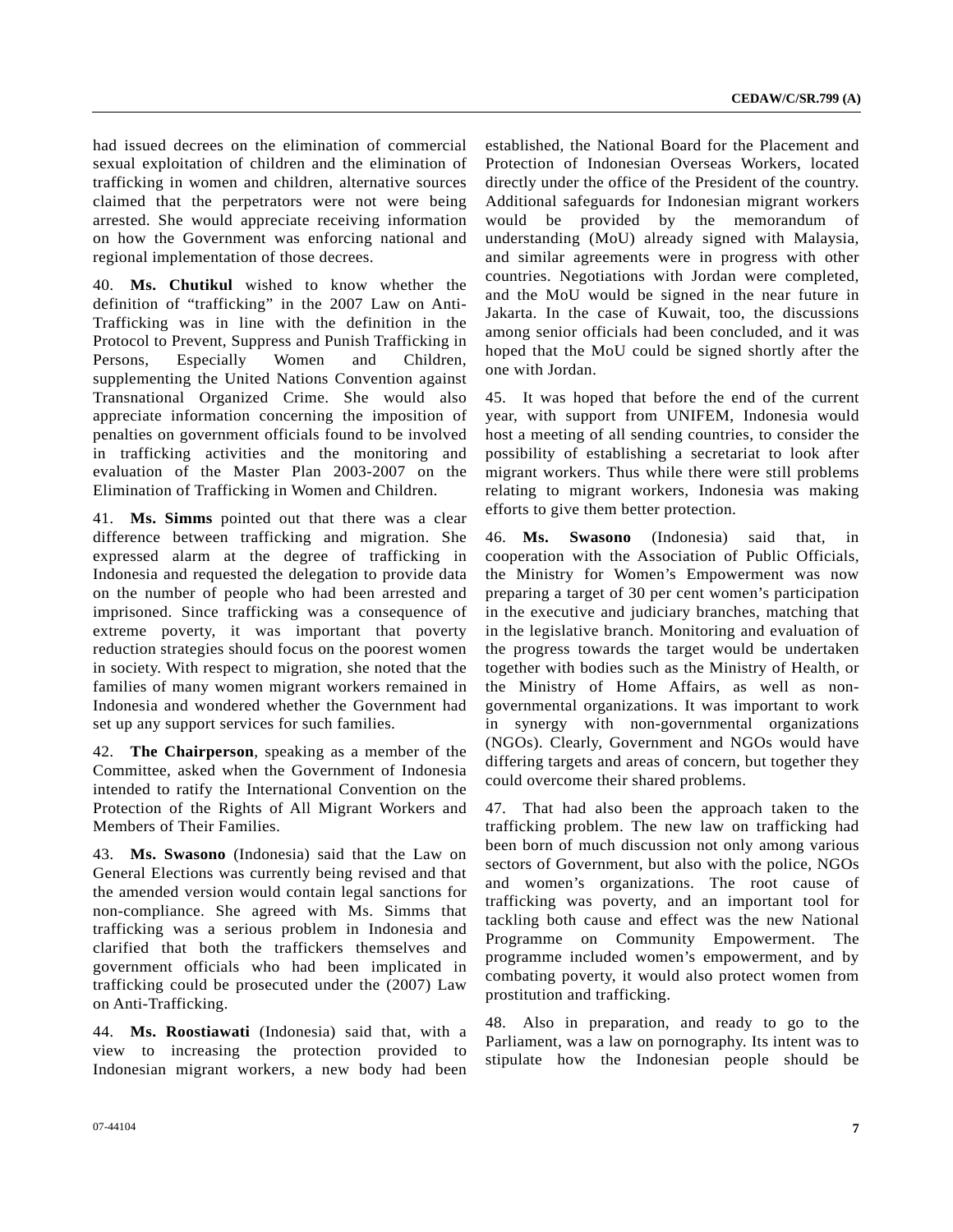had issued decrees on the elimination of commercial sexual exploitation of children and the elimination of trafficking in women and children, alternative sources claimed that the perpetrators not were being arrested. She would appreciate receiving information on how the Government was enforcing national and regional implementation of those decrees.

40. **Ms. Chutikul** wished to know whether the definition of "trafficking" in the 2007 Law on Anti-Trafficking was in line with the definition in the Protocol to Prevent, Suppress and Punish Trafficking in Persons, Especially Women and Children, supplementing the United Nations Convention against Transnational Organized Crime. She would also appreciate information concerning the imposition of penalties on government officials found to be involved in trafficking activities and the monitoring and evaluation of the Master Plan 2003-2007 on the Elimination of Trafficking in Women and Children.

41. **Ms. Simms** pointed out that there was a clear difference between trafficking and migration. She expressed alarm at the degree of trafficking in Indonesia and requested the delegation to provide data on the number of people who had been arrested and imprisoned. Since trafficking was a consequence of extreme poverty, it was important that poverty reduction strategies should focus on the poorest women in society. With respect to migration, she noted that the families of many women migrant workers remained in Indonesia and wondered whether the Government had set up any support services for such families.

42. **The Chairperson**, speaking as a member of the Committee, asked when the Government of Indonesia intended to ratify the International Convention on the Protection of the Rights of All Migrant Workers and Members of Their Families.

43. **Ms. Swasono** (Indonesia) said that the Law on General Elections was currently being revised and that the amended version would contain legal sanctions for non-compliance. She agreed with Ms. Simms that trafficking was a serious problem in Indonesia and clarified that both the traffickers themselves and government officials who had been implicated in trafficking could be prosecuted under the (2007) Law on Anti-Trafficking.

44. **Ms. Roostiawati** (Indonesia) said that, with a view to increasing the protection provided to Indonesian migrant workers, a new body had been established, the National Board for the Placement and Protection of Indonesian Overseas Workers, located directly under the office of the President of the country. Additional safeguards for Indonesian migrant workers would be provided by the memorandum of understanding (MoU) already signed with Malaysia, and similar agreements were in progress with other countries. Negotiations with Jordan were completed, and the MoU would be signed in the near future in Jakarta. In the case of Kuwait, too, the discussions among senior officials had been concluded, and it was hoped that the MoU could be signed shortly after the one with Jordan.

45. It was hoped that before the end of the current year, with support from UNIFEM, Indonesia would host a meeting of all sending countries, to consider the possibility of establishing a secretariat to look after migrant workers. Thus while there were still problems relating to migrant workers, Indonesia was making efforts to give them better protection.

46. **Ms. Swasono** (Indonesia) said that, in cooperation with the Association of Public Officials, the Ministry for Women's Empowerment was now preparing a target of 30 per cent women's participation in the executive and judiciary branches, matching that in the legislative branch. Monitoring and evaluation of the progress towards the target would be undertaken together with bodies such as the Ministry of Health, or the Ministry of Home Affairs, as well as non-governmental organizations. It was important to work in synergy with non-governmental organizations (NGOs). Clearly, Government and NGOs would have differing targets and areas of concern, but together they could overcome their shared problems.

47. That had also been the approach taken to the trafficking problem. The new law on trafficking had been born of much discussion not only among various sectors of Government, but also with the police, NGOs and women's organizations. The root cause of trafficking was poverty, and an important tool for tackling both cause and effect was the new National Programme on Community Empowerment. The programme included women's empowerment, and by combating poverty, it would also protect women from prostitution and trafficking.

48. Also in preparation, and ready to go to the Parliament, was a law on pornography. Its intent was to stipulate how the Indonesian people should be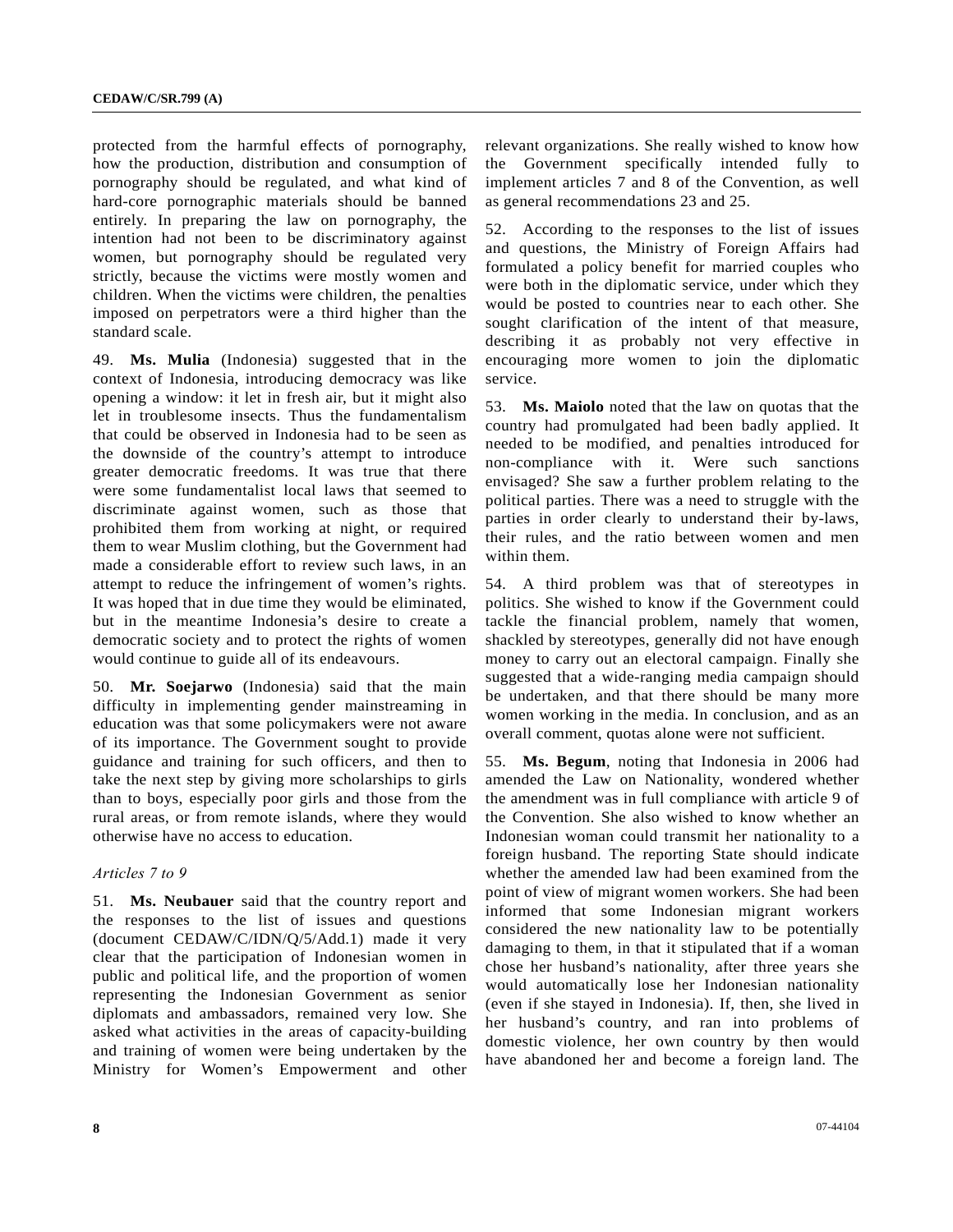protected from the harmful effects of pornography, how the production, distribution and consumption of pornography should be regulated, and what kind of hard-core pornographic materials should be banned entirely. In preparing the law on pornography, the intention had not been to be discriminatory against women, but pornography should be regulated very strictly, because the victims were mostly women and children. When the victims were children, the penalties imposed on perpetrators were a third higher than the standard scale.

49. **Ms. Mulia** (Indonesia) suggested that in the context of Indonesia, introducing democracy was like opening a window: it let in fresh air, but it might also let in troublesome insects. Thus the fundamentalism that could be observed in Indonesia had to be seen as the downside of the country's attempt to introduce greater democratic freedoms. It was true that there were some fundamentalist local laws that seemed to discriminate against women, such as those that prohibited them from working at night, or required them to wear Muslim clothing, but the Government had made a considerable effort to review such laws, in an attempt to reduce the infringement of women's rights. It was hoped that in due time they would be eliminated, but in the meantime Indonesia's desire to create a democratic society and to protect the rights of women would continue to guide all of its endeavours.

50. **Mr. Soejarwo** (Indonesia) said that the main difficulty in implementing gender mainstreaming in education was that some policymakers were not aware of its importance. The Government sought to provide guidance and training for such officers, and then to take the next step by giving more scholarships to girls than to boys, especially poor girls and those from the rural areas, or from remote islands, where they would otherwise have no access to education.

*Articles 7 to 9*

51. **Ms. Neubauer** said that the country report and the responses to the list of issues and questions (document CEDAW/C/IDN/Q/5/Add.1) made it very clear that the participation of Indonesian women in public and political life, and the proportion of women representing the Indonesian Government as senior diplomats and ambassadors, remained very low. She asked what activities in the areas of capacity-building and training of women were being undertaken by the Ministry for Women's Empowerment and other relevant organizations. She really wished to know how the Government specifically intended fully to implement articles 7 and 8 of the Convention, as well as general recommendations 23 and 25.

52. According to the responses to the list of issues and questions, the Ministry of Foreign Affairs had formulated a policy benefit for married couples who were both in the diplomatic service, under which they would be posted to countries near to each other. She sought clarification of the intent of that measure, describing it as probably not very effective in encouraging more women to join the diplomatic service.

53. **Ms. Maiolo** noted that the law on quotas that the country had promulgated had been badly applied. It needed to be modified, and penalties introduced for non-compliance with it. Were such sanctions envisaged? She saw a further problem relating to the political parties. There was a need to struggle with the parties in order clearly to understand their by-laws, their rules, and the ratio between women and men within them.

54. A third problem was that of stereotypes in politics. She wished to know if the Government could tackle the financial problem, namely that women, shackled by stereotypes, generally did not have enough money to carry out an electoral campaign. Finally she suggested that a wide-ranging media campaign should be undertaken, and that there should be many more women working in the media. In conclusion, and as an overall comment, quotas alone were not sufficient.

55. **Ms. Begum**, noting that Indonesia in 2006 had amended the Law on Nationality, wondered whether the amendment was in full compliance with article 9 of the Convention. She also wished to know whether an Indonesian woman could transmit her nationality to a foreign husband. The reporting State should indicate whether the amended law had been examined from the point of view of migrant women workers. She had been informed that some Indonesian migrant workers considered the new nationality law to be potentially damaging to them, in that it stipulated that if a woman chose her husband's nationality, after three years she would automatically lose her Indonesian nationality (even if she stayed in Indonesia). If, then, she lived in her husband's country, and ran into problems of domestic violence, her own country by then would have abandoned her and become a foreign land. The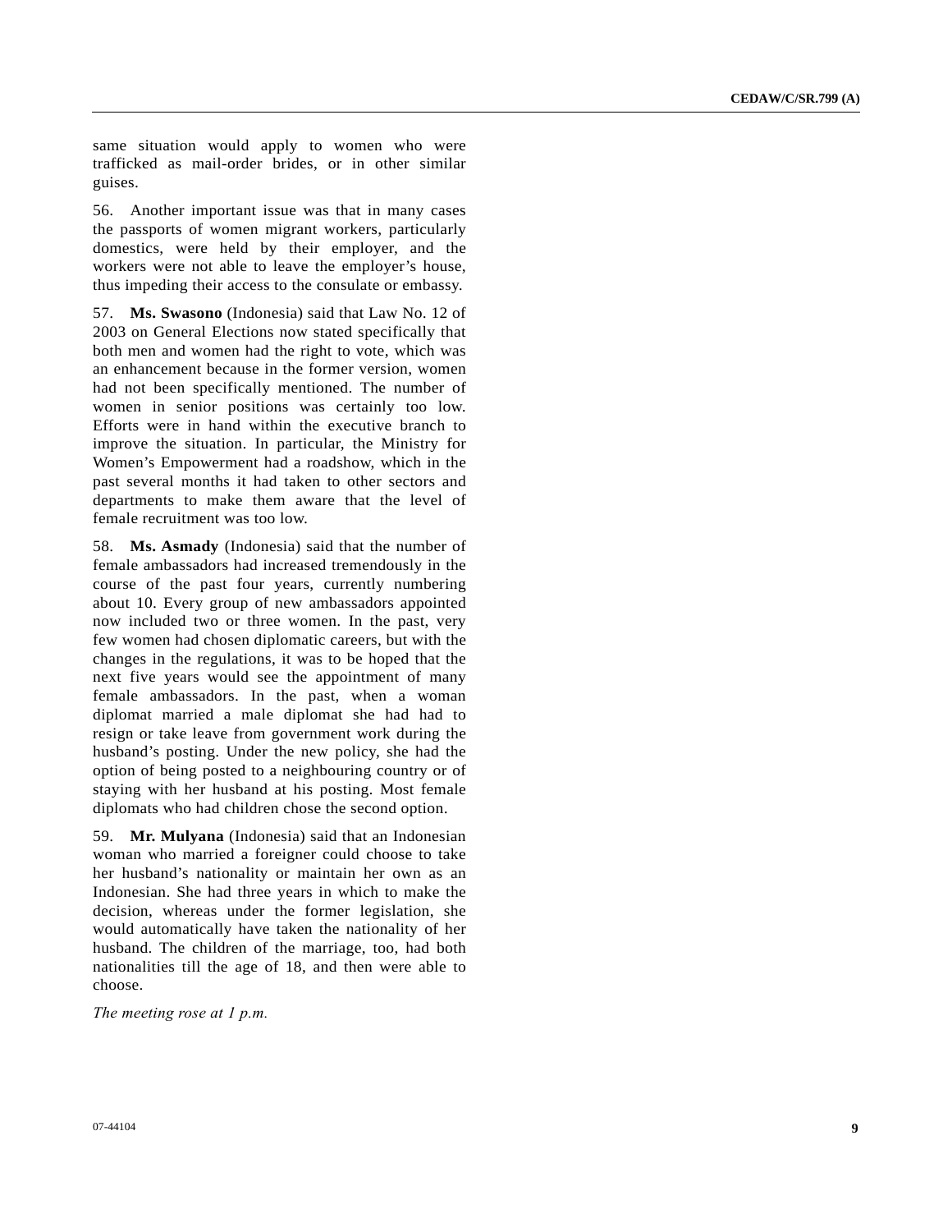same situation would apply to women who were trafficked as mail-order brides, or in other similar guises.

56. Another important issue was that in many cases the passports of women migrant workers, particularly domestics, were held by their employer, and the workers were not able to leave the employer's house, thus impeding their access to the consulate or embassy.

57. **Ms. Swasono** (Indonesia) said that Law No. 12 of 2003 on General Elections now stated specifically that both men and women had the right to vote, which was an enhancement because in the former version, women had not been specifically mentioned. The number of women in senior positions was certainly too low. Efforts were in hand within the executive branch to improve the situation. In particular, the Ministry for Women's Empowerment had a roadshow, which in the past several months it had taken to other sectors and departments to make them aware that the level of female recruitment was too low.

58. **Ms. Asmady** (Indonesia) said that the number of female ambassadors had increased tremendously in the course of the past four years, currently numbering about 10. Every group of new ambassadors appointed now included two or three women. In the past, very few women had chosen diplomatic careers, but with the changes in the regulations, it was to be hoped that the next five years would see the appointment of many female ambassadors. In the past, when a woman diplomat married a male diplomat she had had to resign or take leave from government work during the husband's posting. Under the new policy, she had the option of being posted to a neighbouring country or of staying with her husband at his posting. Most female diplomats who had children chose the second option.

59. **Mr. Mulyana** (Indonesia) said that an Indonesian woman who married a foreigner could choose to take her husband's nationality or maintain her own as an Indonesian. She had three years in which to make the decision, whereas under the former legislation, she would automatically have taken the nationality of her husband. The children of the marriage, too, had both nationalities till the age of 18, and then were able to choose.

*The meeting rose at 1 p.m.*